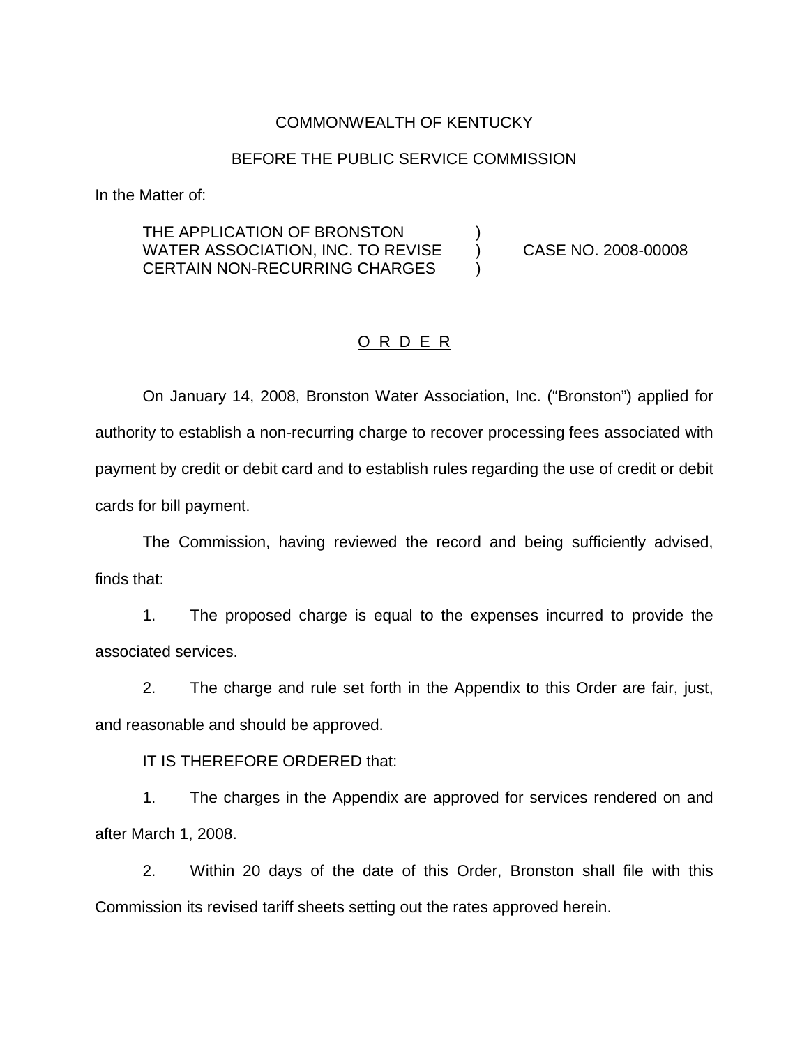COMMONWEALTH OF KENTUCKY

BEFORE THE PUBLIC SERVICE COMMISSION

In the Matter of:

| | | |
|---|---|---|
| THE APPLICATION OF BRONSTON WATER ASSOCIATION, INC. TO REVISE CERTAIN NON-RECURRING CHARGES | ) ) ) | CASE NO. 2008-00008 |

## O R D E R

On January 14, 2008, Bronston Water Association, Inc. ("Bronston") applied for authority to establish a non-recurring charge to recover processing fees associated with payment by credit or debit card and to establish rules regarding the use of credit or debit cards for bill payment.

The Commission, having reviewed the record and being sufficiently advised, finds that:

1. The proposed charge is equal to the expenses incurred to provide the associated services.

2. The charge and rule set forth in the Appendix to this Order are fair, just, and reasonable and should be approved.

IT IS THEREFORE ORDERED that:

1. The charges in the Appendix are approved for services rendered on and after March 1, 2008.

2. Within 20 days of the date of this Order, Bronston shall file with this Commission its revised tariff sheets setting out the rates approved herein.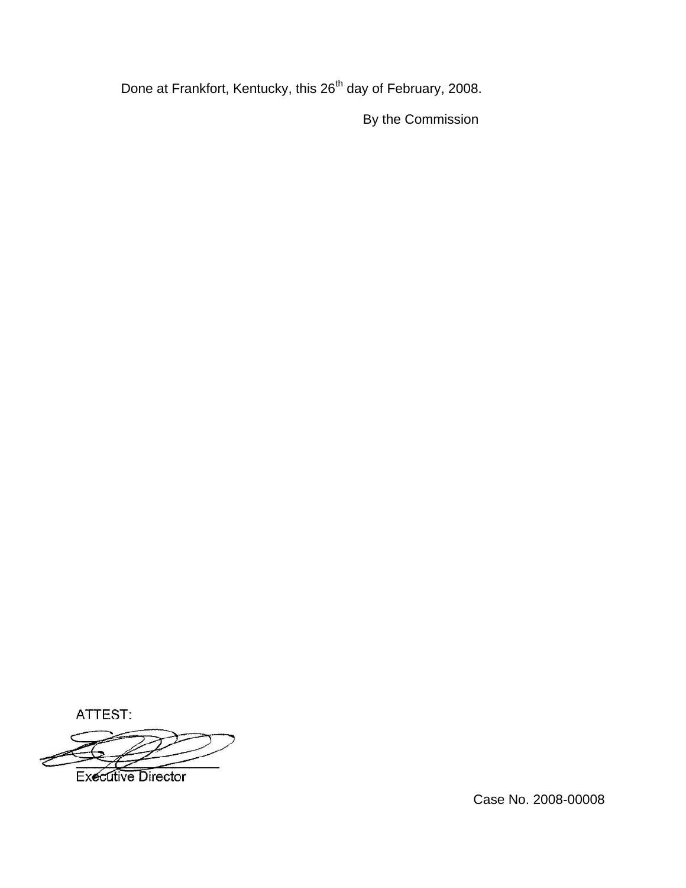Done at Frankfort, Kentucky, this 26th day of February, 2008.

By the Commission

ATTEST:

Executive Director

Case No. 2008-00008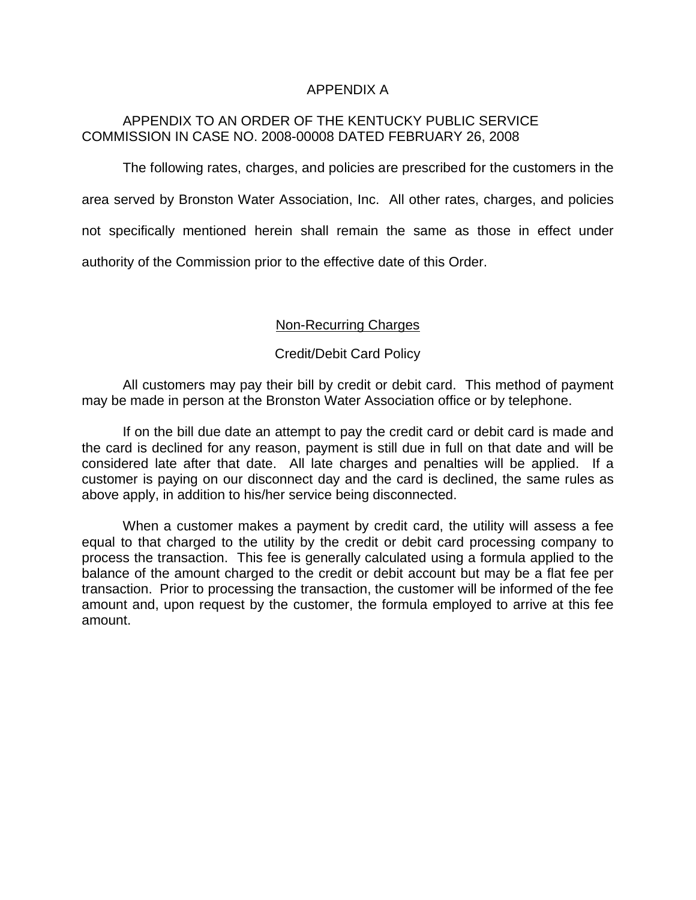# APPENDIX A

APPENDIX TO AN ORDER OF THE KENTUCKY PUBLIC SERVICE COMMISSION IN CASE NO. 2008-00008 DATED FEBRUARY 26, 2008

The following rates, charges, and policies are prescribed for the customers in the area served by Bronston Water Association, Inc. All other rates, charges, and policies not specifically mentioned herein shall remain the same as those in effect under authority of the Commission prior to the effective date of this Order.

## Non-Recurring Charges

### Credit/Debit Card Policy

All customers may pay their bill by credit or debit card. This method of payment may be made in person at the Bronston Water Association office or by telephone.

If on the bill due date an attempt to pay the credit card or debit card is made and the card is declined for any reason, payment is still due in full on that date and will be considered late after that date. All late charges and penalties will be applied. If a customer is paying on our disconnect day and the card is declined, the same rules as above apply, in addition to his/her service being disconnected.

When a customer makes a payment by credit card, the utility will assess a fee equal to that charged to the utility by the credit or debit card processing company to process the transaction. This fee is generally calculated using a formula applied to the balance of the amount charged to the credit or debit account but may be a flat fee per transaction. Prior to processing the transaction, the customer will be informed of the fee amount and, upon request by the customer, the formula employed to arrive at this fee amount.